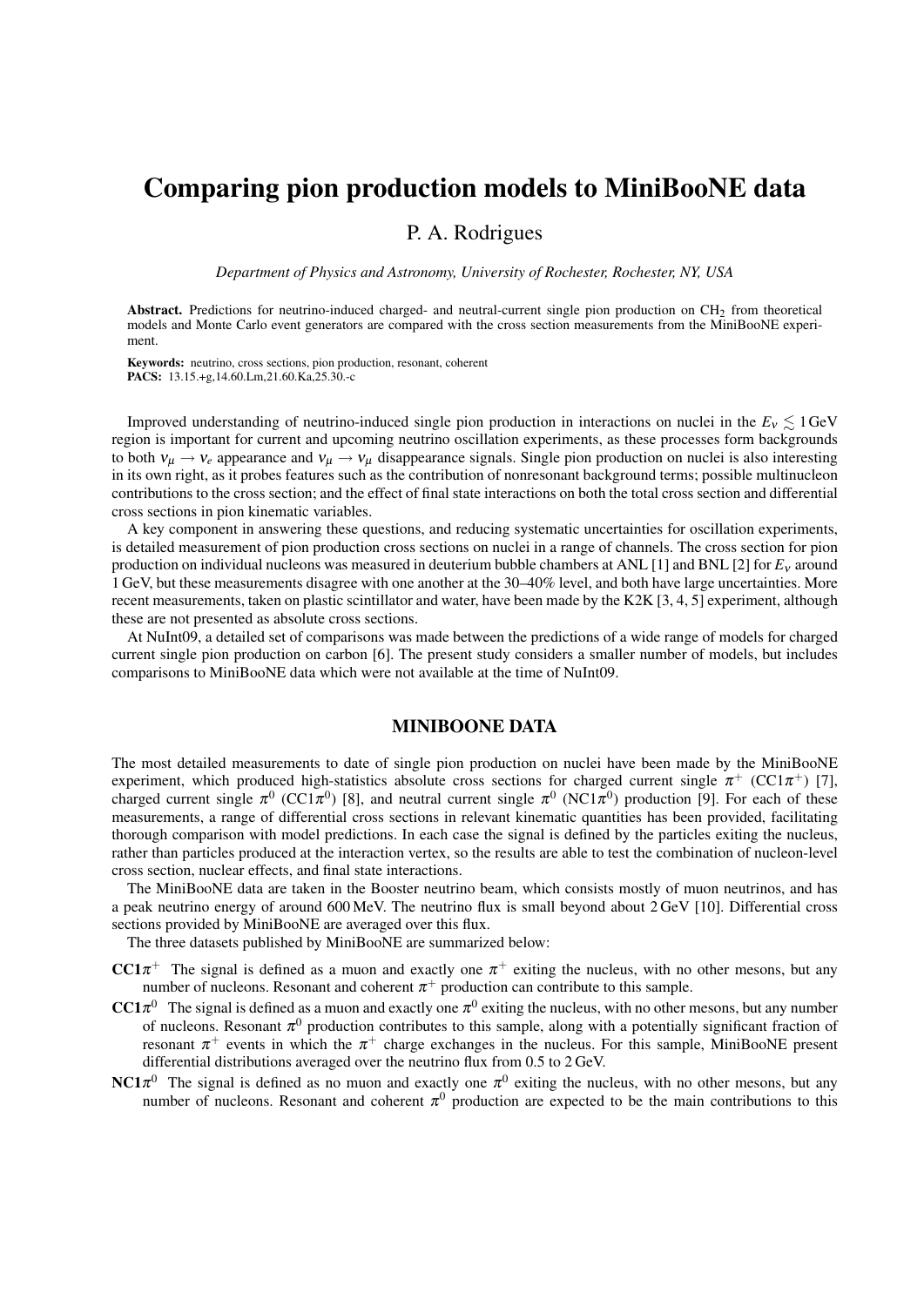# Comparing pion production models to MiniBooNE data

P. A. Rodrigues

*Department of Physics and Astronomy, University of Rochester, Rochester, NY, USA*

**Abstract.** Predictions for neutrino-induced charged- and neutral-current single pion production on $CH_2$ from theoretical models and Monte Carlo event generators are compared with the cross section measurements from the MiniBooNE experiment.

**Keywords:** neutrino, cross sections, pion production, resonant, coherent
**PACS:** 13.15.+g,14.60.Lm,21.60.Ka,25.30.-c

Improved understanding of neutrino-induced single pion production in interactions on nuclei in the $E_\nu \lesssim 1\,\text{GeV}$ region is important for current and upcoming neutrino oscillation experiments, as these processes form backgrounds to both $\nu_\mu \to \nu_e$ appearance and $\nu_\mu \to \nu_\mu$ disappearance signals. Single pion production on nuclei is also interesting in its own right, as it probes features such as the contribution of nonresonant background terms; possible multinucleon contributions to the cross section; and the effect of final state interactions on both the total cross section and differential cross sections in pion kinematic variables.

A key component in answering these questions, and reducing systematic uncertainties for oscillation experiments, is detailed measurement of pion production cross sections on nuclei in a range of channels. The cross section for pion production on individual nucleons was measured in deuterium bubble chambers at ANL [1] and BNL [2] for $E_\nu$ around 1 GeV, but these measurements disagree with one another at the 30–40% level, and both have large uncertainties. More recent measurements, taken on plastic scintillator and water, have been made by the K2K [3, 4, 5] experiment, although these are not presented as absolute cross sections.

At NuInt09, a detailed set of comparisons was made between the predictions of a wide range of models for charged current single pion production on carbon [6]. The present study considers a smaller number of models, but includes comparisons to MiniBooNE data which were not available at the time of NuInt09.

## MINIBOONE DATA

The most detailed measurements to date of single pion production on nuclei have been made by the MiniBooNE experiment, which produced high-statistics absolute cross sections for charged current single $\pi^+$ (CC1$\pi^+$) [7], charged current single $\pi^0$ (CC1$\pi^0$) [8], and neutral current single $\pi^0$ (NC1$\pi^0$) production [9]. For each of these measurements, a range of differential cross sections in relevant kinematic quantities has been provided, facilitating thorough comparison with model predictions. In each case the signal is defined by the particles exiting the nucleus, rather than particles produced at the interaction vertex, so the results are able to test the combination of nucleon-level cross section, nuclear effects, and final state interactions.

The MiniBooNE data are taken in the Booster neutrino beam, which consists mostly of muon neutrinos, and has a peak neutrino energy of around 600 MeV. The neutrino flux is small beyond about 2 GeV [10]. Differential cross sections provided by MiniBooNE are averaged over this flux.

The three datasets published by MiniBooNE are summarized below:

- **CC1$\pi^+$** The signal is defined as a muon and exactly one $\pi^+$ exiting the nucleus, with no other mesons, but any number of nucleons. Resonant and coherent $\pi^+$ production can contribute to this sample.
- **CC1$\pi^0$** The signal is defined as a muon and exactly one $\pi^0$ exiting the nucleus, with no other mesons, but any number of nucleons. Resonant $\pi^0$ production contributes to this sample, along with a potentially significant fraction of resonant $\pi^+$ events in which the $\pi^+$ charge exchanges in the nucleus. For this sample, MiniBooNE present differential distributions averaged over the neutrino flux from 0.5 to 2 GeV.
- **NC1$\pi^0$** The signal is defined as no muon and exactly one $\pi^0$ exiting the nucleus, with no other mesons, but any number of nucleons. Resonant and coherent $\pi^0$ production are expected to be the main contributions to this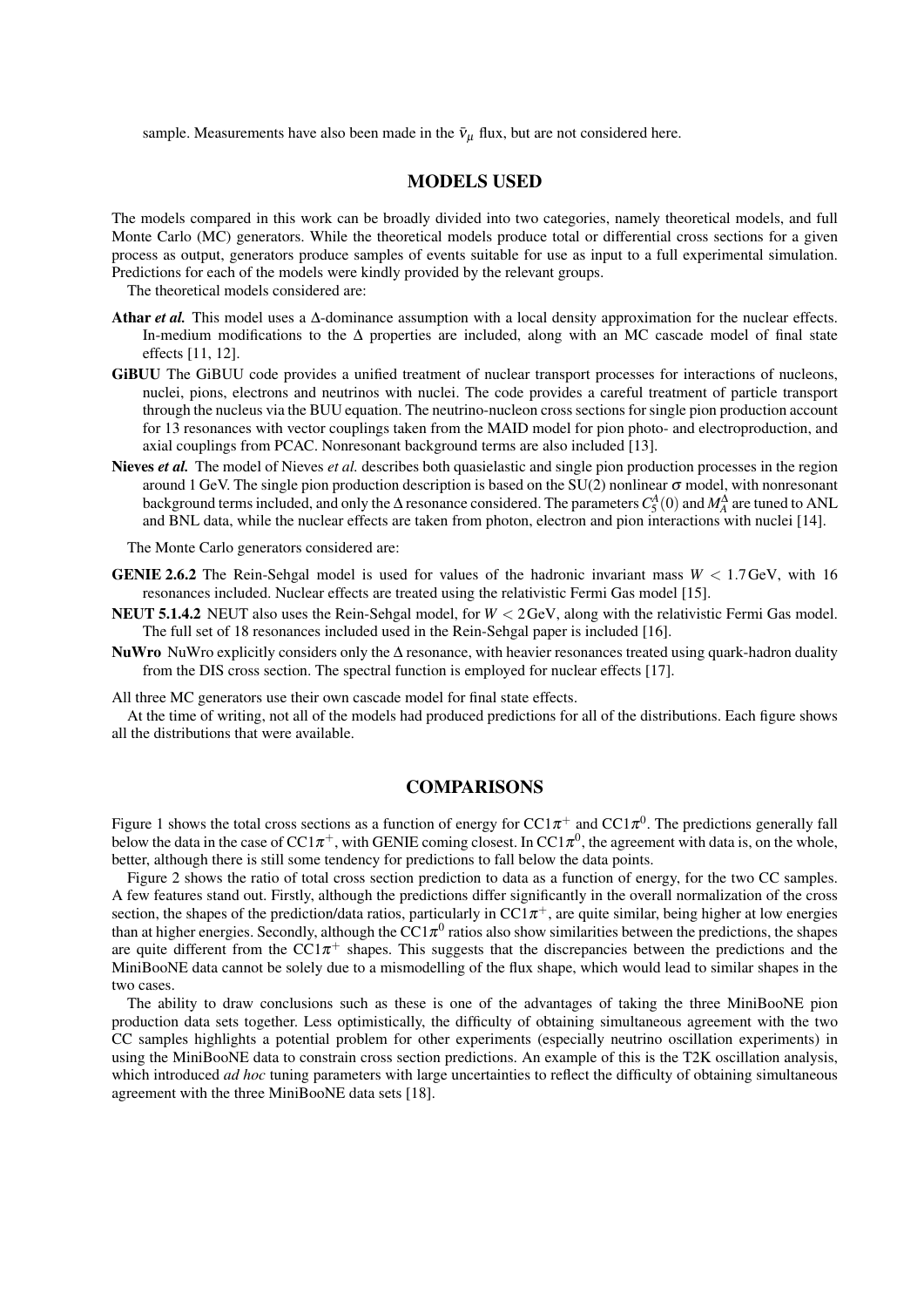sample. Measurements have also been made in the $\bar{\nu}_\mu$ flux, but are not considered here.

## MODELS USED

The models compared in this work can be broadly divided into two categories, namely theoretical models, and full Monte Carlo (MC) generators. While the theoretical models produce total or differential cross sections for a given process as output, generators produce samples of events suitable for use as input to a full experimental simulation. Predictions for each of the models were kindly provided by the relevant groups.

The theoretical models considered are:

**Athar *et al.*** This model uses a $\Delta$-dominance assumption with a local density approximation for the nuclear effects. In-medium modifications to the $\Delta$ properties are included, along with an MC cascade model of final state effects [11, 12].

**GiBUU** The GiBUU code provides a unified treatment of nuclear transport processes for interactions of nucleons, nuclei, pions, electrons and neutrinos with nuclei. The code provides a careful treatment of particle transport through the nucleus via the BUU equation. The neutrino-nucleon cross sections for single pion production account for 13 resonances with vector couplings taken from the MAID model for pion photo- and electroproduction, and axial couplings from PCAC. Nonresonant background terms are also included [13].

**Nieves *et al.*** The model of Nieves *et al.* describes both quasielastic and single pion production processes in the region around 1 GeV. The single pion production description is based on the SU(2) nonlinear $\sigma$ model, with nonresonant background terms included, and only the $\Delta$ resonance considered. The parameters $C_5^A(0)$ and $M_A^\Delta$ are tuned to ANL and BNL data, while the nuclear effects are taken from photon, electron and pion interactions with nuclei [14].

The Monte Carlo generators considered are:

**GENIE 2.6.2** The Rein-Sehgal model is used for values of the hadronic invariant mass $W < 1.7\,\text{GeV}$, with 16 resonances included. Nuclear effects are treated using the relativistic Fermi Gas model [15].

**NEUT 5.1.4.2** NEUT also uses the Rein-Sehgal model, for $W < 2\,\text{GeV}$, along with the relativistic Fermi Gas model. The full set of 18 resonances included used in the Rein-Sehgal paper is included [16].

**NuWro** NuWro explicitly considers only the $\Delta$ resonance, with heavier resonances treated using quark-hadron duality from the DIS cross section. The spectral function is employed for nuclear effects [17].

All three MC generators use their own cascade model for final state effects.

At the time of writing, not all of the models had produced predictions for all of the distributions. Each figure shows all the distributions that were available.

## COMPARISONS

Figure 1 shows the total cross sections as a function of energy for CC1$\pi^+$ and CC1$\pi^0$. The predictions generally fall below the data in the case of CC1$\pi^+$, with GENIE coming closest. In CC1$\pi^0$, the agreement with data is, on the whole, better, although there is still some tendency for predictions to fall below the data points.

Figure 2 shows the ratio of total cross section prediction to data as a function of energy, for the two CC samples. A few features stand out. Firstly, although the predictions differ significantly in the overall normalization of the cross section, the shapes of the prediction/data ratios, particularly in CC1$\pi^+$, are quite similar, being higher at low energies than at higher energies. Secondly, although the CC1$\pi^0$ ratios also show similarities between the predictions, the shapes are quite different from the CC1$\pi^+$ shapes. This suggests that the discrepancies between the predictions and the MiniBooNE data cannot be solely due to a mismodelling of the flux shape, which would lead to similar shapes in the two cases.

The ability to draw conclusions such as these is one of the advantages of taking the three MiniBooNE pion production data sets together. Less optimistically, the difficulty of obtaining simultaneous agreement with the two CC samples highlights a potential problem for other experiments (especially neutrino oscillation experiments) in using the MiniBooNE data to constrain cross section predictions. An example of this is the T2K oscillation analysis, which introduced *ad hoc* tuning parameters with large uncertainties to reflect the difficulty of obtaining simultaneous agreement with the three MiniBooNE data sets [18].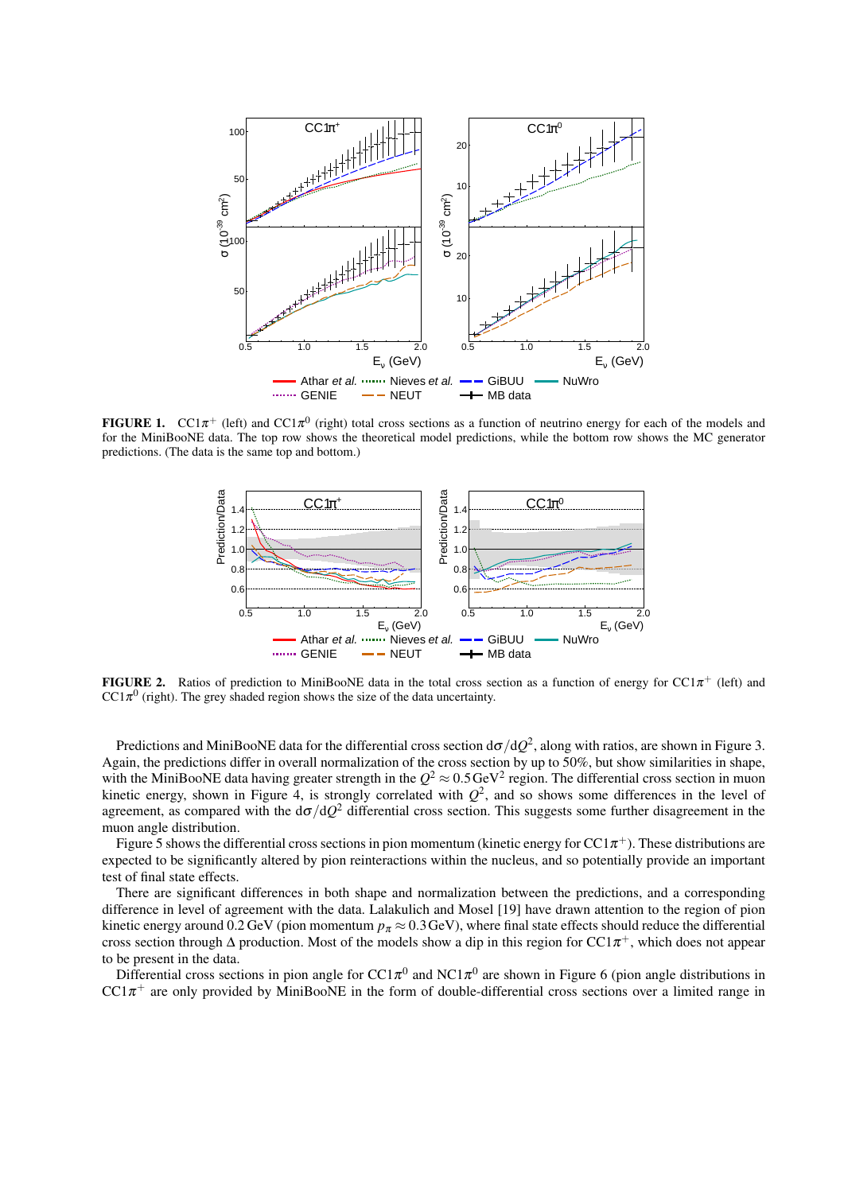**FIGURE 1.** CC1$\pi^+$ (left) and CC1$\pi^0$ (right) total cross sections as a function of neutrino energy for each of the models and for the MiniBooNE data. The top row shows the theoretical model predictions, while the bottom row shows the MC generator predictions. (The data is the same top and bottom.)

**FIGURE 2.** Ratios of prediction to MiniBooNE data in the total cross section as a function of energy for CC1$\pi^+$ (left) and CC1$\pi^0$ (right). The grey shaded region shows the size of the data uncertainty.

Predictions and MiniBooNE data for the differential cross section $d\sigma/dQ^2$, along with ratios, are shown in Figure 3. Again, the predictions differ in overall normalization of the cross section by up to 50%, but show similarities in shape, with the MiniBooNE data having greater strength in the $Q^2 \approx 0.5\,\text{GeV}^2$ region. The differential cross section in muon kinetic energy, shown in Figure 4, is strongly correlated with $Q^2$, and so shows some differences in the level of agreement, as compared with the $d\sigma/dQ^2$ differential cross section. This suggests some further disagreement in the muon angle distribution.

Figure 5 shows the differential cross sections in pion momentum (kinetic energy for CC1$\pi^+$). These distributions are expected to be significantly altered by pion reinteractions within the nucleus, and so potentially provide an important test of final state effects.

There are significant differences in both shape and normalization between the predictions, and a corresponding difference in level of agreement with the data. Lalakulich and Mosel [19] have drawn attention to the region of pion kinetic energy around 0.2 GeV (pion momentum $p_\pi \approx 0.3\,\text{GeV}$), where final state effects should reduce the differential cross section through $\Delta$ production. Most of the models show a dip in this region for CC1$\pi^+$, which does not appear to be present in the data.

Differential cross sections in pion angle for CC1$\pi^0$ and NC1$\pi^0$ are shown in Figure 6 (pion angle distributions in CC1$\pi^+$ are only provided by MiniBooNE in the form of double-differential cross sections over a limited range in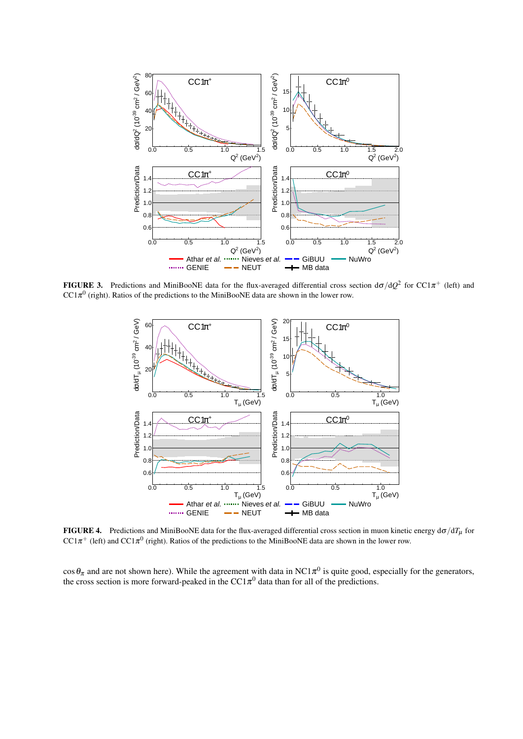**FIGURE 3.** Predictions and MiniBooNE data for the flux-averaged differential cross section $d\sigma/dQ^2$ for $CC1\pi^+$ (left) and $CC1\pi^0$ (right). Ratios of the predictions to the MiniBooNE data are shown in the lower row.

**FIGURE 4.** Predictions and MiniBooNE data for the flux-averaged differential cross section in muon kinetic energy $d\sigma/dT_\mu$ for $CC1\pi^+$ (left) and $CC1\pi^0$ (right). Ratios of the predictions to the MiniBooNE data are shown in the lower row.

$\cos\theta_\pi$ and are not shown here). While the agreement with data in $NC1\pi^0$ is quite good, especially for the generators, the cross section is more forward-peaked in the $CC1\pi^0$ data than for all of the predictions.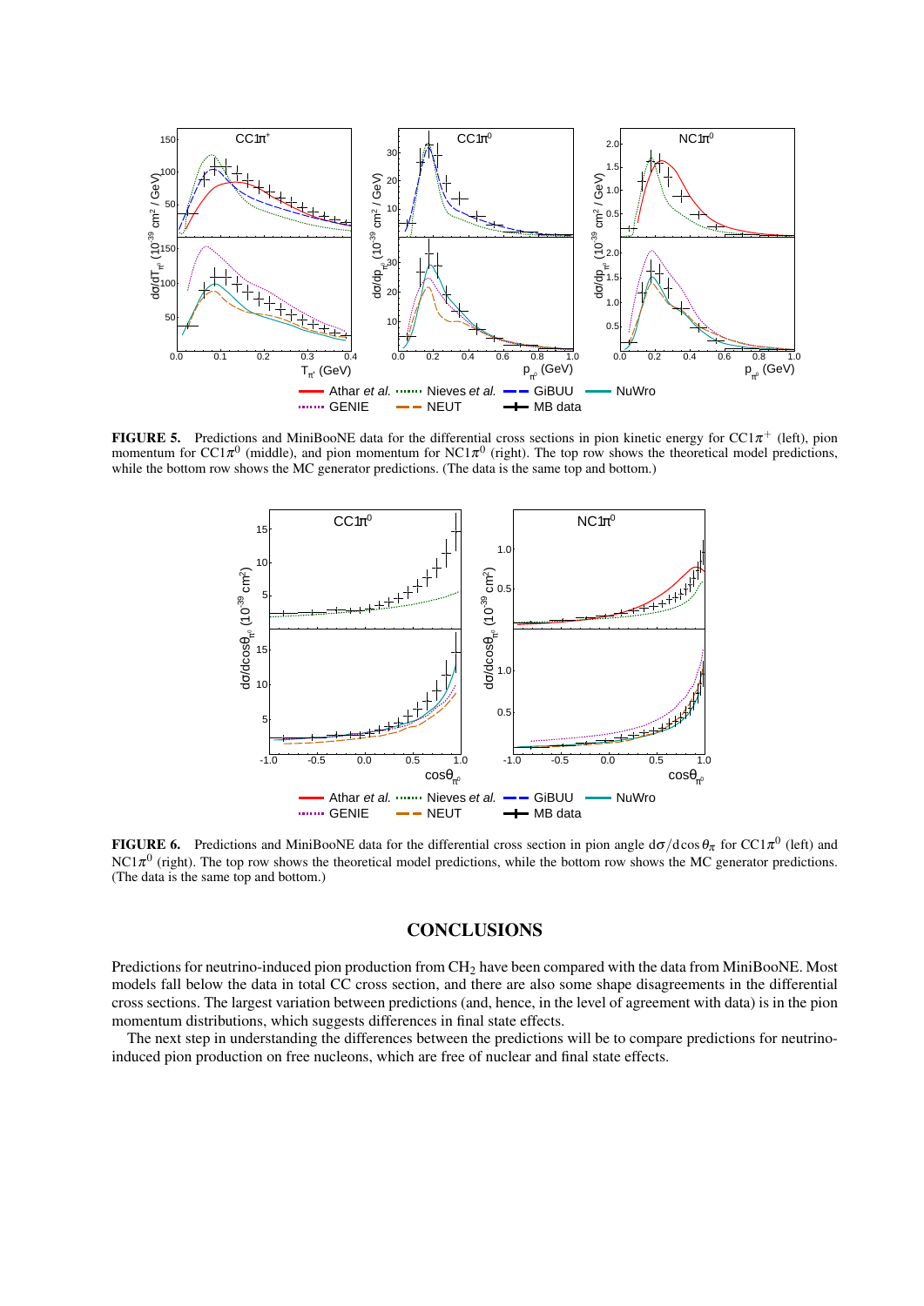**FIGURE 5.** Predictions and MiniBooNE data for the differential cross sections in pion kinetic energy for $CC1\pi^+$ (left), pion momentum for $CC1\pi^0$ (middle), and pion momentum for $NC1\pi^0$ (right). The top row shows the theoretical model predictions, while the bottom row shows the MC generator predictions. (The data is the same top and bottom.)

**FIGURE 6.** Predictions and MiniBooNE data for the differential cross section in pion angle $d\sigma/d\cos\theta_\pi$ for $CC1\pi^0$ (left) and $NC1\pi^0$ (right). The top row shows the theoretical model predictions, while the bottom row shows the MC generator predictions. (The data is the same top and bottom.)

## CONCLUSIONS

Predictions for neutrino-induced pion production from $CH_2$ have been compared with the data from MiniBooNE. Most models fall below the data in total CC cross section, and there are also some shape disagreements in the differential cross sections. The largest variation between predictions (and, hence, in the level of agreement with data) is in the pion momentum distributions, which suggests differences in final state effects.

The next step in understanding the differences between the predictions will be to compare predictions for neutrino-induced pion production on free nucleons, which are free of nuclear and final state effects.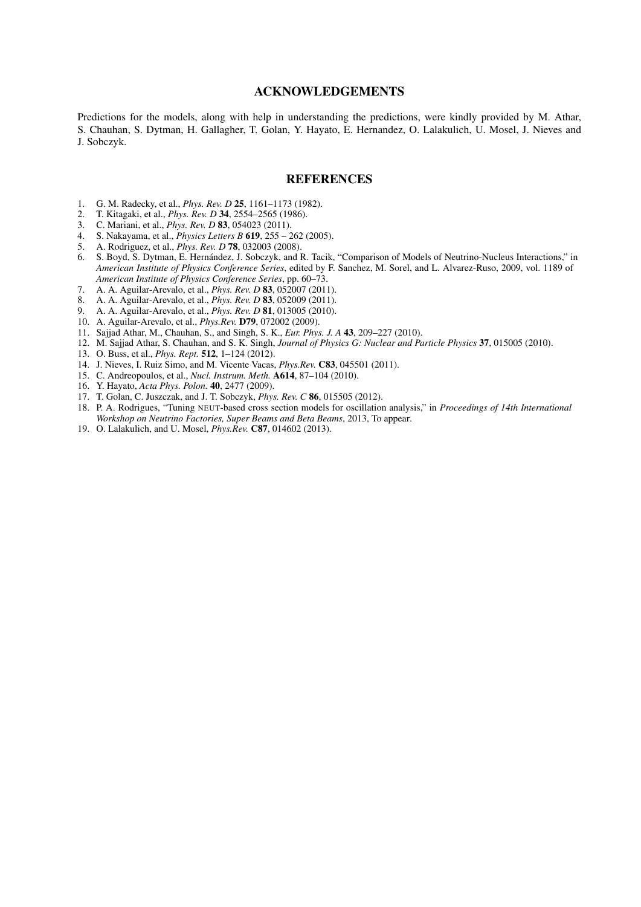## ACKNOWLEDGEMENTS

Predictions for the models, along with help in understanding the predictions, were kindly provided by M. Athar, S. Chauhan, S. Dytman, H. Gallagher, T. Golan, Y. Hayato, E. Hernandez, O. Lalakulich, U. Mosel, J. Nieves and J. Sobczyk.

## REFERENCES

1. G. M. Radecky, et al., *Phys. Rev. D* **25**, 1161–1173 (1982).
2. T. Kitagaki, et al., *Phys. Rev. D* **34**, 2554–2565 (1986).
3. C. Mariani, et al., *Phys. Rev. D* **83**, 054023 (2011).
4. S. Nakayama, et al., *Physics Letters B* **619**, 255 – 262 (2005).
5. A. Rodriguez, et al., *Phys. Rev. D* **78**, 032003 (2008).
6. S. Boyd, S. Dytman, E. Hernández, J. Sobczyk, and R. Tacik, "Comparison of Models of Neutrino-Nucleus Interactions," in *American Institute of Physics Conference Series*, edited by F. Sanchez, M. Sorel, and L. Alvarez-Ruso, 2009, vol. 1189 of *American Institute of Physics Conference Series*, pp. 60–73.
7. A. A. Aguilar-Arevalo, et al., *Phys. Rev. D* **83**, 052007 (2011).
8. A. A. Aguilar-Arevalo, et al., *Phys. Rev. D* **83**, 052009 (2011).
9. A. A. Aguilar-Arevalo, et al., *Phys. Rev. D* **81**, 013005 (2010).
10. A. Aguilar-Arevalo, et al., *Phys.Rev.* **D79**, 072002 (2009).
11. Sajjad Athar, M., Chauhan, S., and Singh, S. K., *Eur. Phys. J. A* **43**, 209–227 (2010).
12. M. Sajjad Athar, S. Chauhan, and S. K. Singh, *Journal of Physics G: Nuclear and Particle Physics* **37**, 015005 (2010).
13. O. Buss, et al., *Phys. Rept.* **512**, 1–124 (2012).
14. J. Nieves, I. Ruiz Simo, and M. Vicente Vacas, *Phys.Rev.* **C83**, 045501 (2011).
15. C. Andreopoulos, et al., *Nucl. Instrum. Meth.* **A614**, 87–104 (2010).
16. Y. Hayato, *Acta Phys. Polon.* **40**, 2477 (2009).
17. T. Golan, C. Juszczak, and J. T. Sobczyk, *Phys. Rev. C* **86**, 015505 (2012).
18. P. A. Rodrigues, "Tuning NEUT-based cross section models for oscillation analysis," in *Proceedings of 14th International Workshop on Neutrino Factories, Super Beams and Beta Beams*, 2013, To appear.
19. O. Lalakulich, and U. Mosel, *Phys.Rev.* **C87**, 014602 (2013).